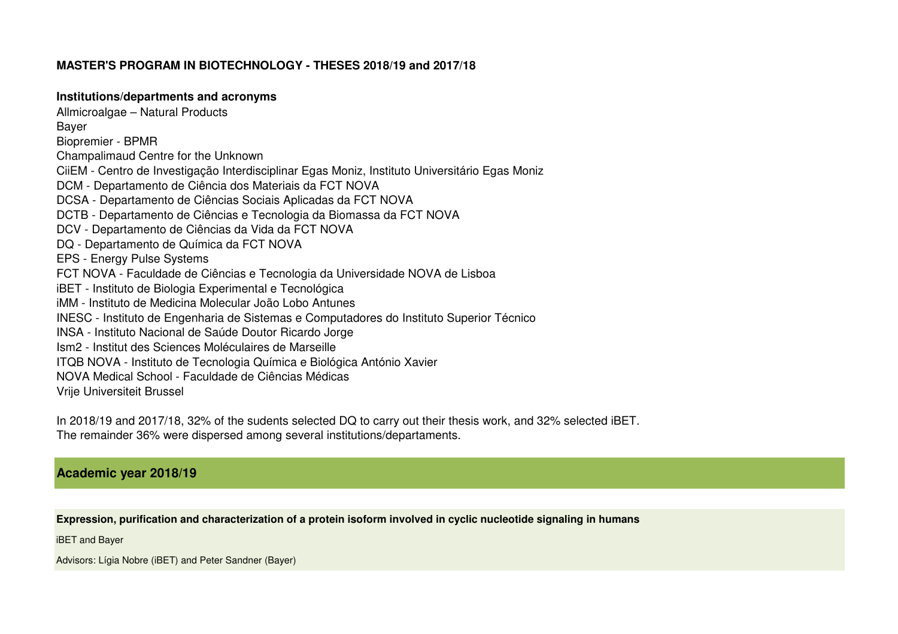**MASTER'S PROGRAM IN BIOTECHNOLOGY - THESES 2018/19 and 2017/18**

**Institutions/departments and acronyms**

Allmicroalgae – Natural Products
Bayer
Biopremier - BPMR
Champalimaud Centre for the Unknown
CiiEM - Centro de Investigação Interdisciplinar Egas Moniz, Instituto Universitário Egas Moniz
DCM - Departamento de Ciência dos Materiais da FCT NOVA
DCSA - Departamento de Ciências Sociais Aplicadas da FCT NOVA
DCTB - Departamento de Ciências e Tecnologia da Biomassa da FCT NOVA
DCV - Departamento de Ciências da Vida da FCT NOVA
DQ - Departamento de Química da FCT NOVA
EPS - Energy Pulse Systems
FCT NOVA - Faculdade de Ciências e Tecnologia da Universidade NOVA de Lisboa
iBET - Instituto de Biologia Experimental e Tecnológica
iMM - Instituto de Medicina Molecular João Lobo Antunes
INESC - Instituto de Engenharia de Sistemas e Computadores do Instituto Superior Técnico
INSA - Instituto Nacional de Saúde Doutor Ricardo Jorge
Ism2 - Institut des Sciences Moléculaires de Marseille
ITQB NOVA - Instituto de Tecnologia Química e Biológica António Xavier
NOVA Medical School - Faculdade de Ciências Médicas
Vrije Universiteit Brussel

In 2018/19 and 2017/18, 32% of the sudents selected DQ to carry out their thesis work, and 32% selected iBET.
The remainder 36% were dispersed among several institutions/departaments.

## Academic year 2018/19

**Expression, purification and characterization of a protein isoform involved in cyclic nucleotide signaling in humans**

iBET and Bayer

Advisors: Lígia Nobre (iBET) and Peter Sandner (Bayer)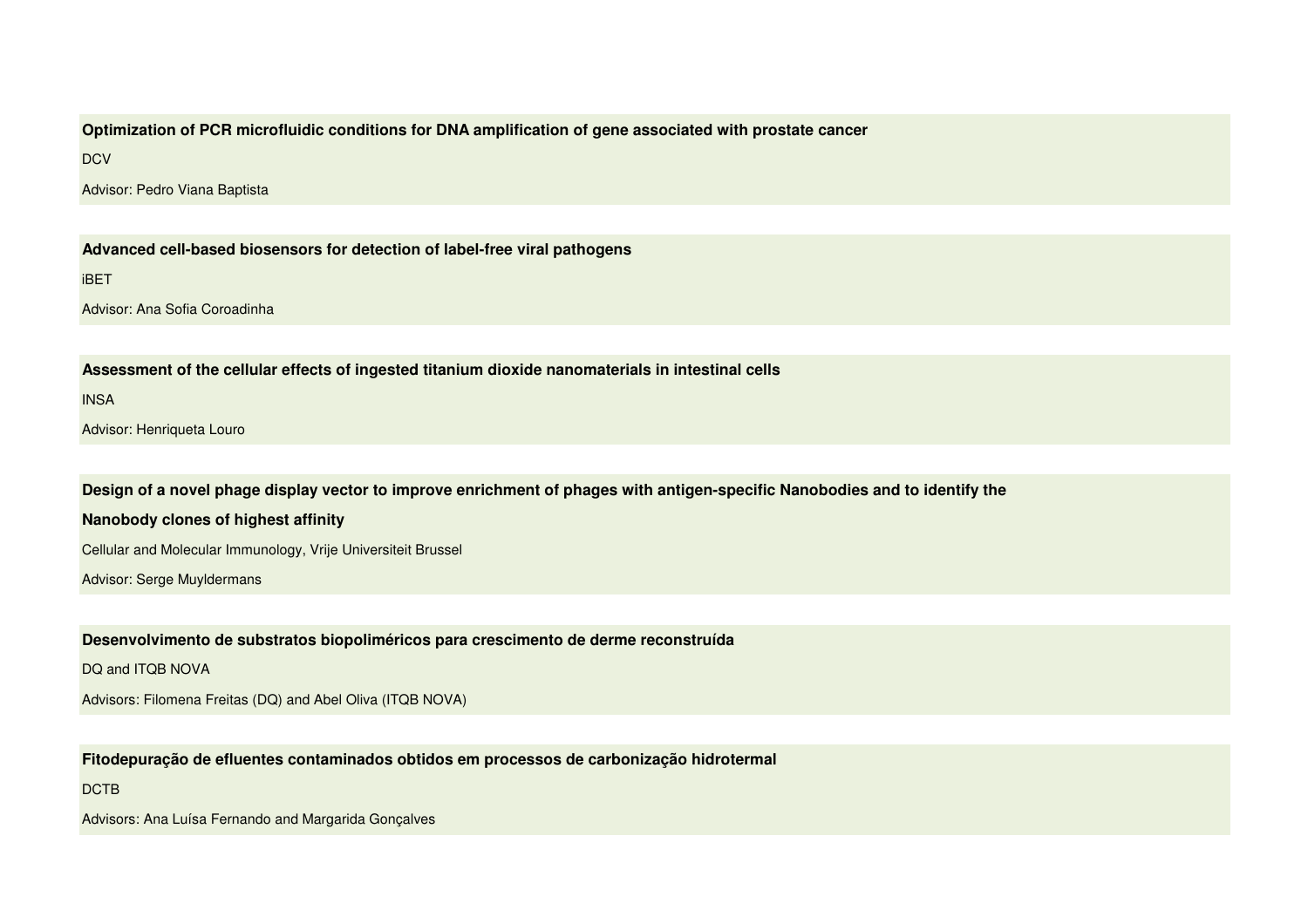**Optimization of PCR microfluidic conditions for DNA amplification of gene associated with prostate cancer**

DCV

Advisor: Pedro Viana Baptista

**Advanced cell-based biosensors for detection of label-free viral pathogens**

iBET

Advisor: Ana Sofia Coroadinha

**Assessment of the cellular effects of ingested titanium dioxide nanomaterials in intestinal cells**

INSA

Advisor: Henriqueta Louro

**Design of a novel phage display vector to improve enrichment of phages with antigen-specific Nanobodies and to identify the Nanobody clones of highest affinity**

Cellular and Molecular Immunology, Vrije Universiteit Brussel

Advisor: Serge Muyldermans

**Desenvolvimento de substratos biopoliméricos para crescimento de derme reconstruída**

DQ and ITQB NOVA

Advisors: Filomena Freitas (DQ) and Abel Oliva (ITQB NOVA)

**Fitodepuração de efluentes contaminados obtidos em processos de carbonização hidrotermal**

DCTB

Advisors: Ana Luísa Fernando and Margarida Gonçalves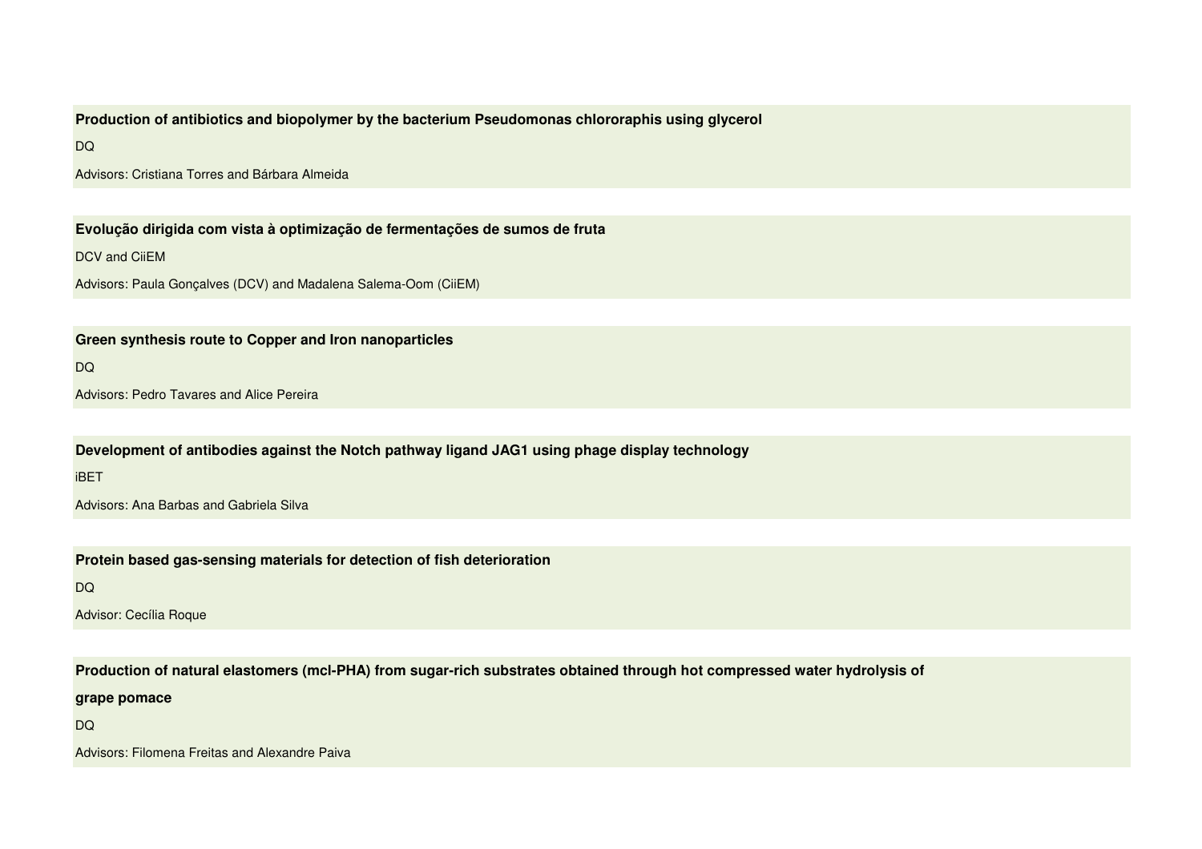**Production of antibiotics and biopolymer by the bacterium Pseudomonas chlororaphis using glycerol**

DQ

Advisors: Cristiana Torres and Bárbara Almeida

**Evolução dirigida com vista à optimização de fermentações de sumos de fruta**

DCV and CiiEM

Advisors: Paula Gonçalves (DCV) and Madalena Salema-Oom (CiiEM)

**Green synthesis route to Copper and Iron nanoparticles**

DQ

Advisors: Pedro Tavares and Alice Pereira

**Development of antibodies against the Notch pathway ligand JAG1 using phage display technology**

iBET

Advisors: Ana Barbas and Gabriela Silva

**Protein based gas-sensing materials for detection of fish deterioration**

DQ

Advisor: Cecília Roque

**Production of natural elastomers (mcl-PHA) from sugar-rich substrates obtained through hot compressed water hydrolysis of grape pomace**

DQ

Advisors: Filomena Freitas and Alexandre Paiva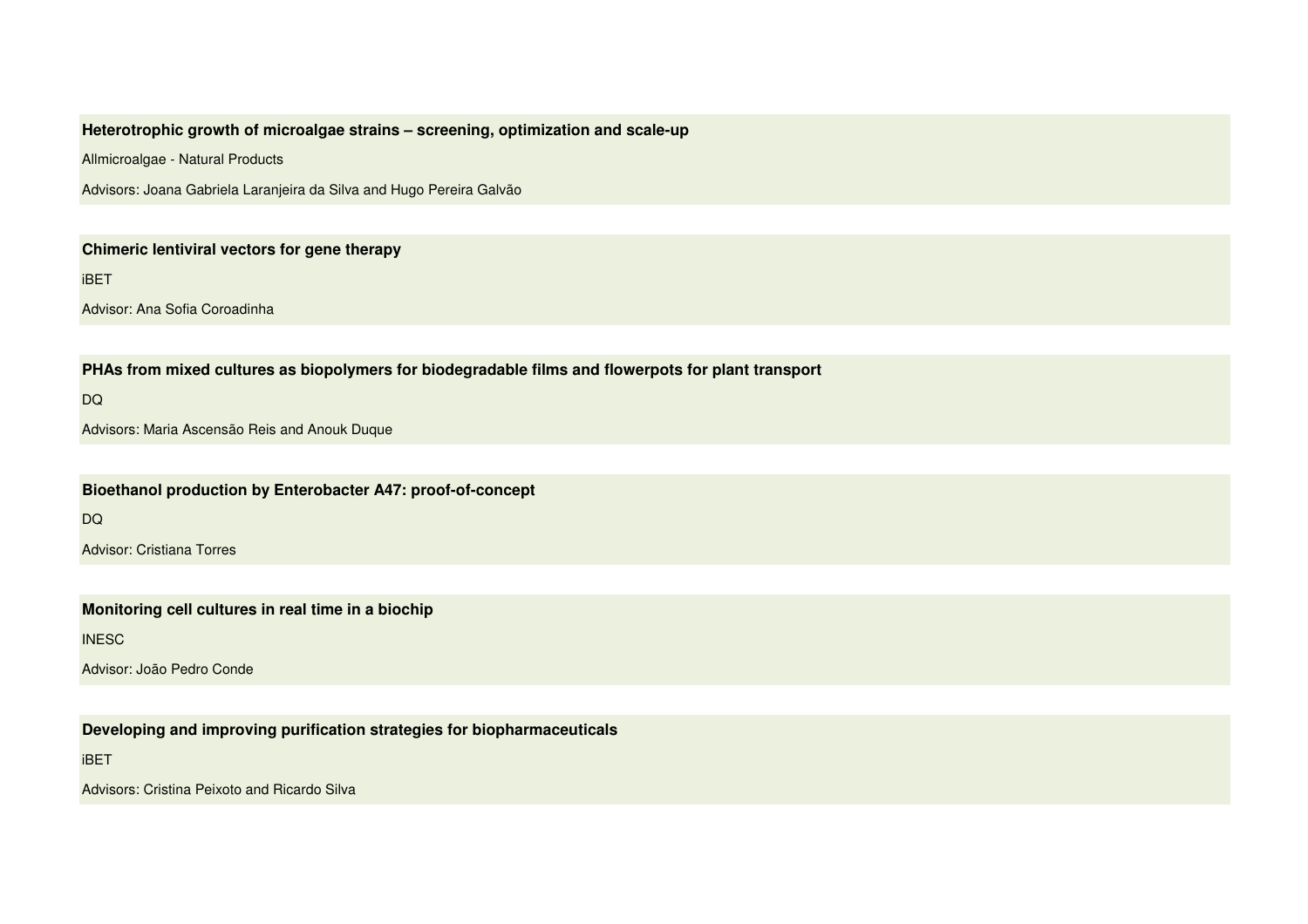**Heterotrophic growth of microalgae strains – screening, optimization and scale-up**

Allmicroalgae - Natural Products

Advisors: Joana Gabriela Laranjeira da Silva and Hugo Pereira Galvão

**Chimeric lentiviral vectors for gene therapy**

iBET

Advisor: Ana Sofia Coroadinha

**PHAs from mixed cultures as biopolymers for biodegradable films and flowerpots for plant transport**

DQ

Advisors: Maria Ascensão Reis and Anouk Duque

**Bioethanol production by Enterobacter A47: proof-of-concept**

DQ

Advisor: Cristiana Torres

**Monitoring cell cultures in real time in a biochip**

INESC

Advisor: João Pedro Conde

**Developing and improving purification strategies for biopharmaceuticals**

iBET

Advisors: Cristina Peixoto and Ricardo Silva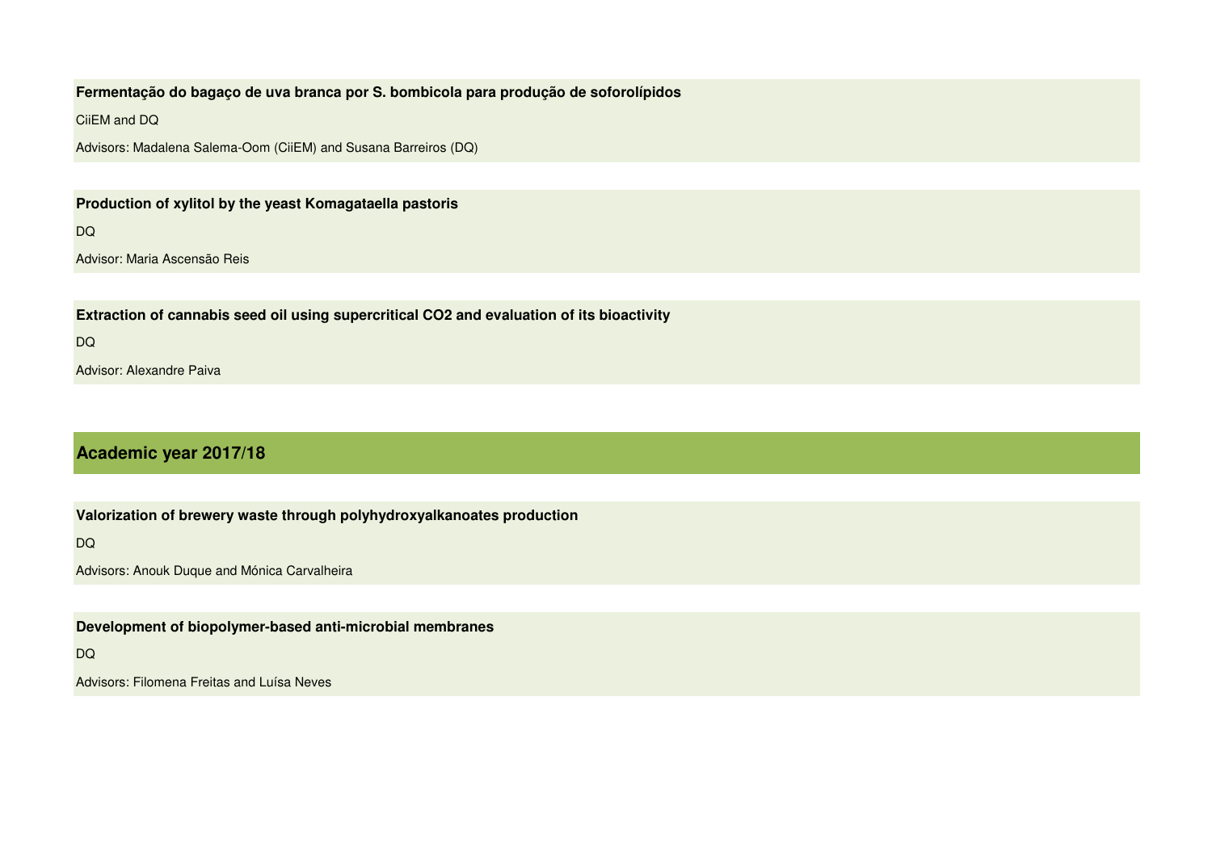**Fermentação do bagaço de uva branca por S. bombicola para produção de soforolípidos**

CiiEM and DQ

Advisors: Madalena Salema-Oom (CiiEM) and Susana Barreiros (DQ)

**Production of xylitol by the yeast Komagataella pastoris**

DQ

Advisor: Maria Ascensão Reis

**Extraction of cannabis seed oil using supercritical $CO_2$ and evaluation of its bioactivity**

DQ

Advisor: Alexandre Paiva

## Academic year 2017/18

**Valorization of brewery waste through polyhydroxyalkanoates production**

DQ

Advisors: Anouk Duque and Mónica Carvalheira

**Development of biopolymer-based anti-microbial membranes**

DQ

Advisors: Filomena Freitas and Luísa Neves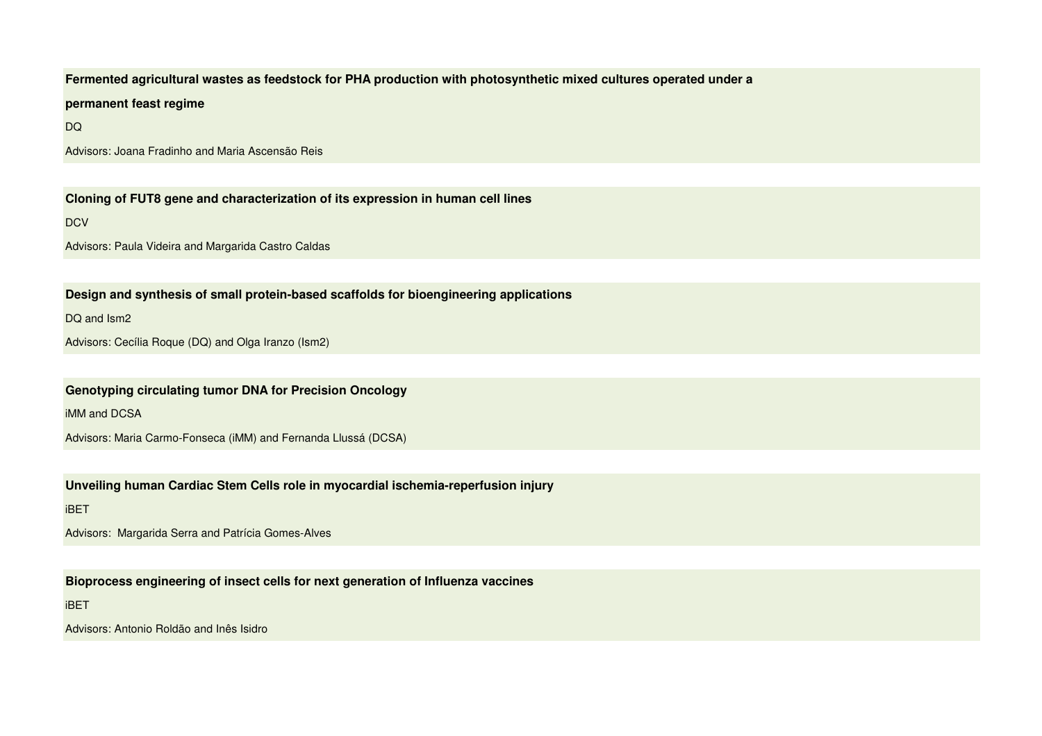**Fermented agricultural wastes as feedstock for PHA production with photosynthetic mixed cultures operated under a permanent feast regime**

DQ

Advisors: Joana Fradinho and Maria Ascensão Reis

**Cloning of FUT8 gene and characterization of its expression in human cell lines**

DCV

Advisors: Paula Videira and Margarida Castro Caldas

**Design and synthesis of small protein-based scaffolds for bioengineering applications**

DQ and Ism2

Advisors: Cecília Roque (DQ) and Olga Iranzo (Ism2)

**Genotyping circulating tumor DNA for Precision Oncology**

iMM and DCSA

Advisors: Maria Carmo-Fonseca (iMM) and Fernanda Llussá (DCSA)

**Unveiling human Cardiac Stem Cells role in myocardial ischemia-reperfusion injury**

iBET

Advisors: Margarida Serra and Patrícia Gomes-Alves

**Bioprocess engineering of insect cells for next generation of Influenza vaccines**

iBET

Advisors: Antonio Roldão and Inês Isidro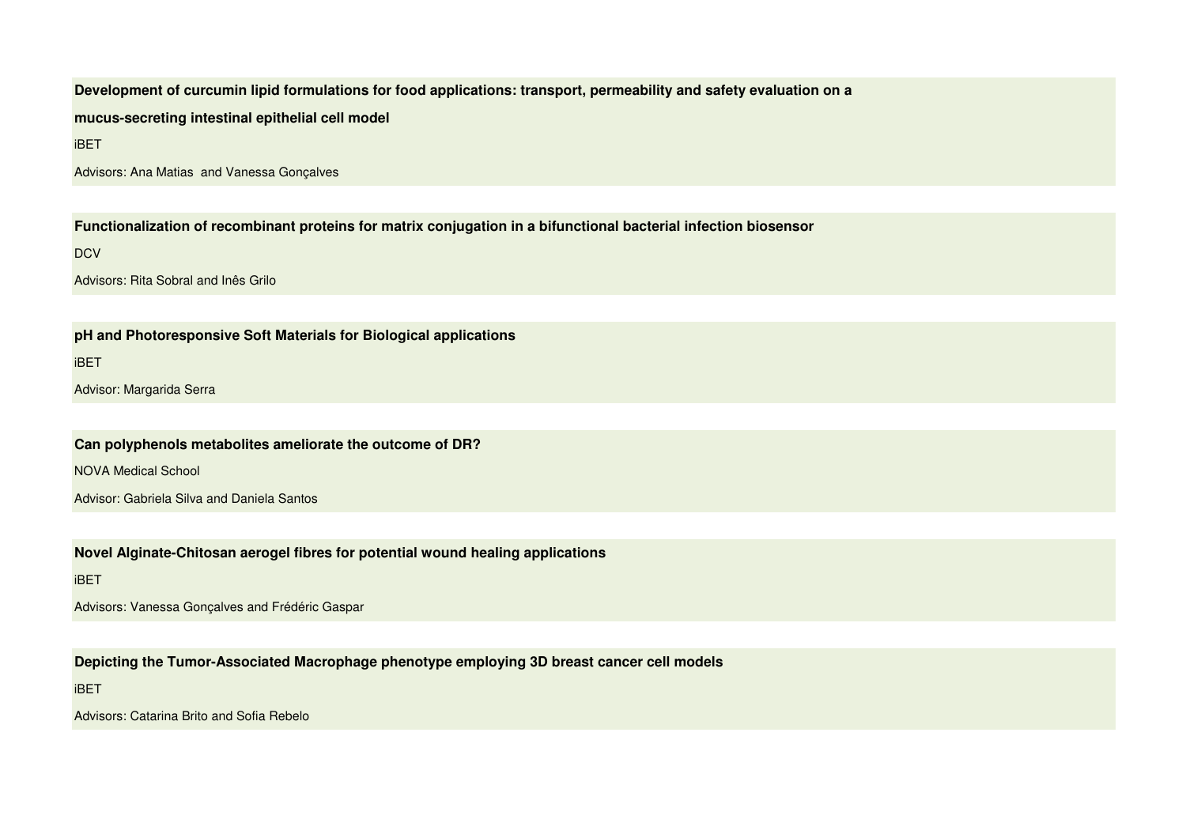**Development of curcumin lipid formulations for food applications: transport, permeability and safety evaluation on a mucus-secreting intestinal epithelial cell model**

iBET

Advisors: Ana Matias and Vanessa Gonçalves

**Functionalization of recombinant proteins for matrix conjugation in a bifunctional bacterial infection biosensor**

DCV

Advisors: Rita Sobral and Inês Grilo

**pH and Photoresponsive Soft Materials for Biological applications**

iBET

Advisor: Margarida Serra

**Can polyphenols metabolites ameliorate the outcome of DR?**

NOVA Medical School

Advisor: Gabriela Silva and Daniela Santos

**Novel Alginate-Chitosan aerogel fibres for potential wound healing applications**

iBET

Advisors: Vanessa Gonçalves and Frédéric Gaspar

**Depicting the Tumor-Associated Macrophage phenotype employing 3D breast cancer cell models**

iBET

Advisors: Catarina Brito and Sofia Rebelo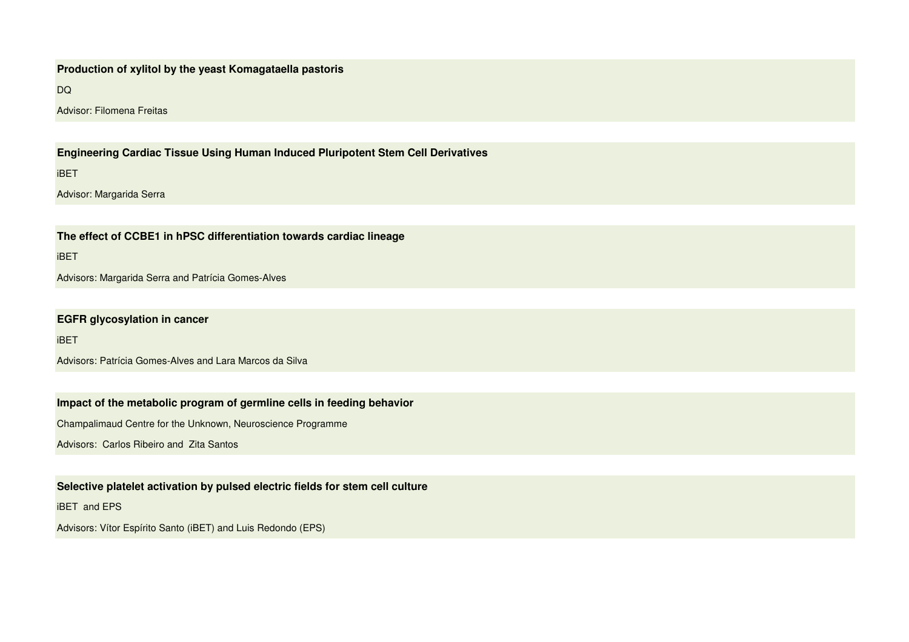**Production of xylitol by the yeast Komagataella pastoris**

DQ

Advisor: Filomena Freitas

**Engineering Cardiac Tissue Using Human Induced Pluripotent Stem Cell Derivatives**

iBET

Advisor: Margarida Serra

**The effect of CCBE1 in hPSC differentiation towards cardiac lineage**

iBET

Advisors: Margarida Serra and Patrícia Gomes-Alves

**EGFR glycosylation in cancer**

iBET

Advisors: Patrícia Gomes-Alves and Lara Marcos da Silva

**Impact of the metabolic program of germline cells in feeding behavior**

Champalimaud Centre for the Unknown, Neuroscience Programme

Advisors: Carlos Ribeiro and Zita Santos

**Selective platelet activation by pulsed electric fields for stem cell culture**

iBET and EPS

Advisors: Vítor Espírito Santo (iBET) and Luis Redondo (EPS)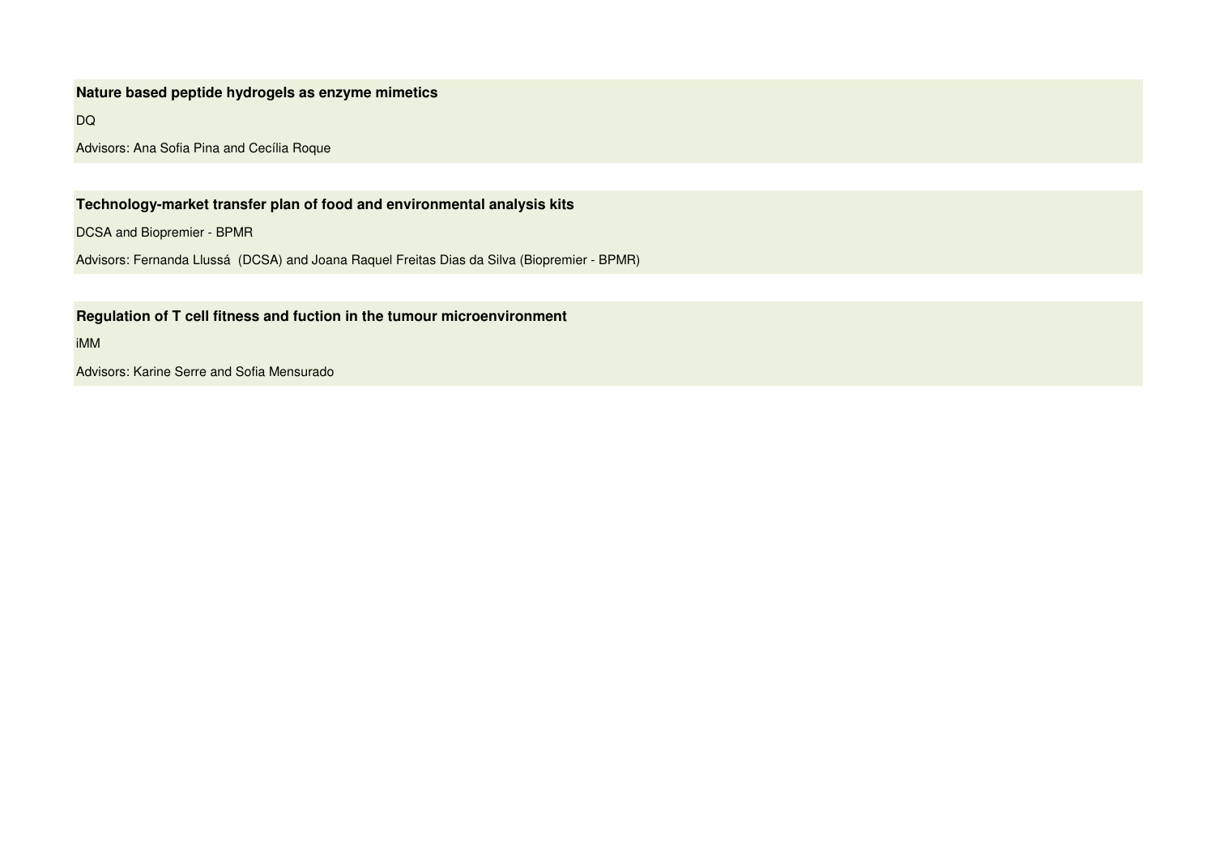**Nature based peptide hydrogels as enzyme mimetics**

DQ

Advisors: Ana Sofia Pina and Cecília Roque

**Technology-market transfer plan of food and environmental analysis kits**

DCSA and Biopremier - BPMR

Advisors: Fernanda Llussá (DCSA) and Joana Raquel Freitas Dias da Silva (Biopremier - BPMR)

**Regulation of T cell fitness and fuction in the tumour microenvironment**

iMM

Advisors: Karine Serre and Sofia Mensurado